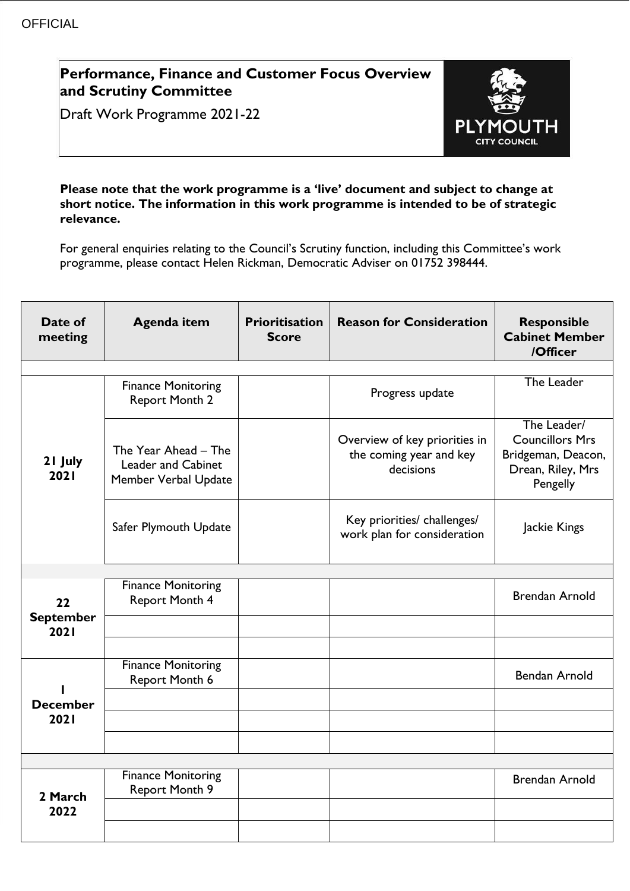OFFICIAL

# Performance, Finance and Customer Focus Overview and Scrutiny Committee

Draft Work Programme 2021-22

**Please note that the work programme is a 'live' document and subject to change at short notice. The information in this work programme is intended to be of strategic relevance.**

For general enquiries relating to the Council's Scrutiny function, including this Committee's work programme, please contact Helen Rickman, Democratic Adviser on 01752 398444.

| Date of meeting | Agenda item | Prioritisation Score | Reason for Consideration | Responsible Cabinet Member /Officer |
|---|---|---|---|---|
| | | | | |
| 21 July 2021 | Finance Monitoring Report Month 2 | | Progress update | The Leader |
| | The Year Ahead – The Leader and Cabinet Member Verbal Update | | Overview of key priorities in the coming year and key decisions | The Leader/ Councillors Mrs Bridgeman, Deacon, Drean, Riley, Mrs Pengelly |
| | Safer Plymouth Update | | Key priorities/ challenges/ work plan for consideration | Jackie Kings |
| | | | | |
| 22 September 2021 | Finance Monitoring Report Month 4 | | | Brendan Arnold |
| | | | | |
| | | | | |
| 1 December 2021 | Finance Monitoring Report Month 6 | | | Bendan Arnold |
| | | | | |
| | | | | |
| | | | | |
| | | | | |
| 2 March 2022 | Finance Monitoring Report Month 9 | | | Brendan Arnold |
| | | | | |
| | | | | |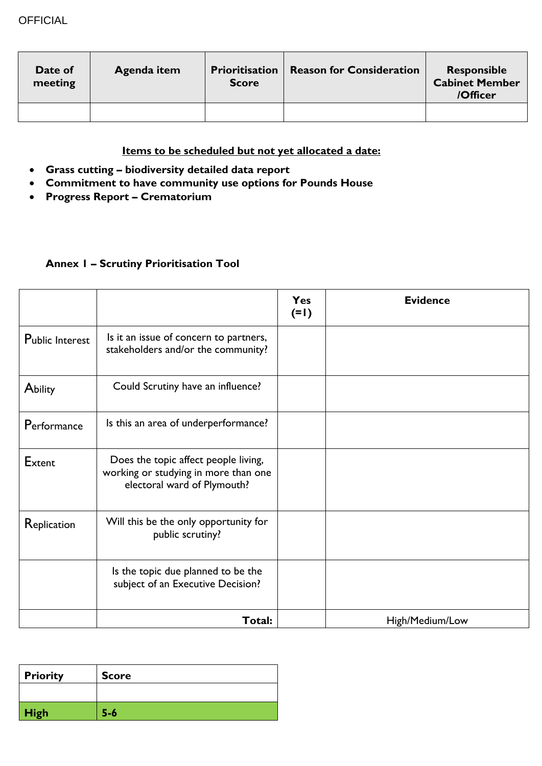OFFICIAL

| Date of meeting | Agenda item | Prioritisation Score | Reason for Consideration | Responsible Cabinet Member /Officer |
|---|---|---|---|---|
| | | | | |

**Items to be scheduled but not yet allocated a date:**

- **Grass cutting – biodiversity detailed data report**
- **Commitment to have community use options for Pounds House**
- **Progress Report – Crematorium**

**Annex 1 – Scrutiny Prioritisation Tool**

| | | Yes (=1) | Evidence |
|---|---|---|---|
| Public Interest | Is it an issue of concern to partners, stakeholders and/or the community? | | |
| Ability | Could Scrutiny have an influence? | | |
| Performance | Is this an area of underperformance? | | |
| Extent | Does the topic affect people living, working or studying in more than one electoral ward of Plymouth? | | |
| Replication | Will this be the only opportunity for public scrutiny? | | |
| | Is the topic due planned to be the subject of an Executive Decision? | | |
| | **Total:** | | High/Medium/Low |

| Priority | Score |
|---|---|
| | |
| **High** | **5-6** |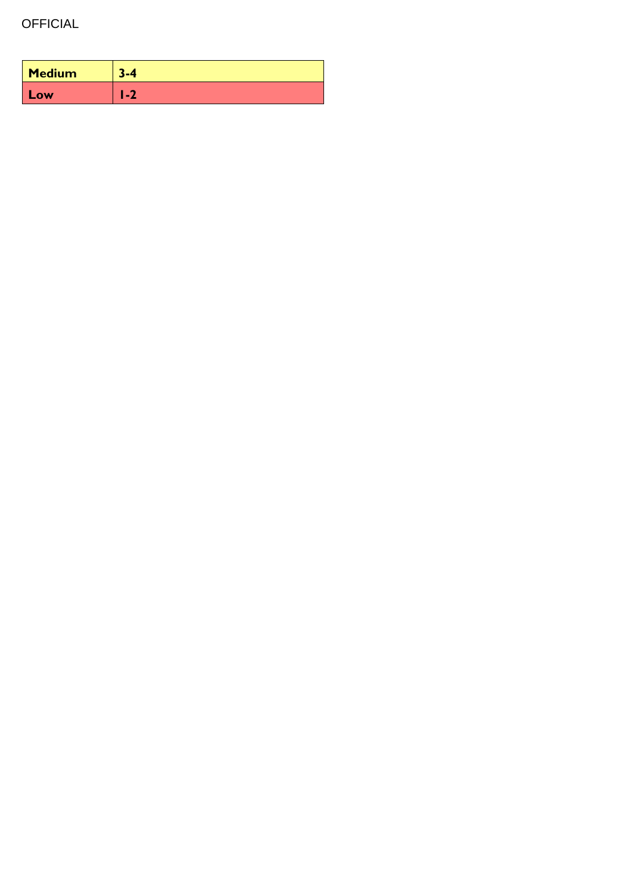| | |
|---|---|
| **Medium** | **3-4** |
| **Low** | **1-2** |